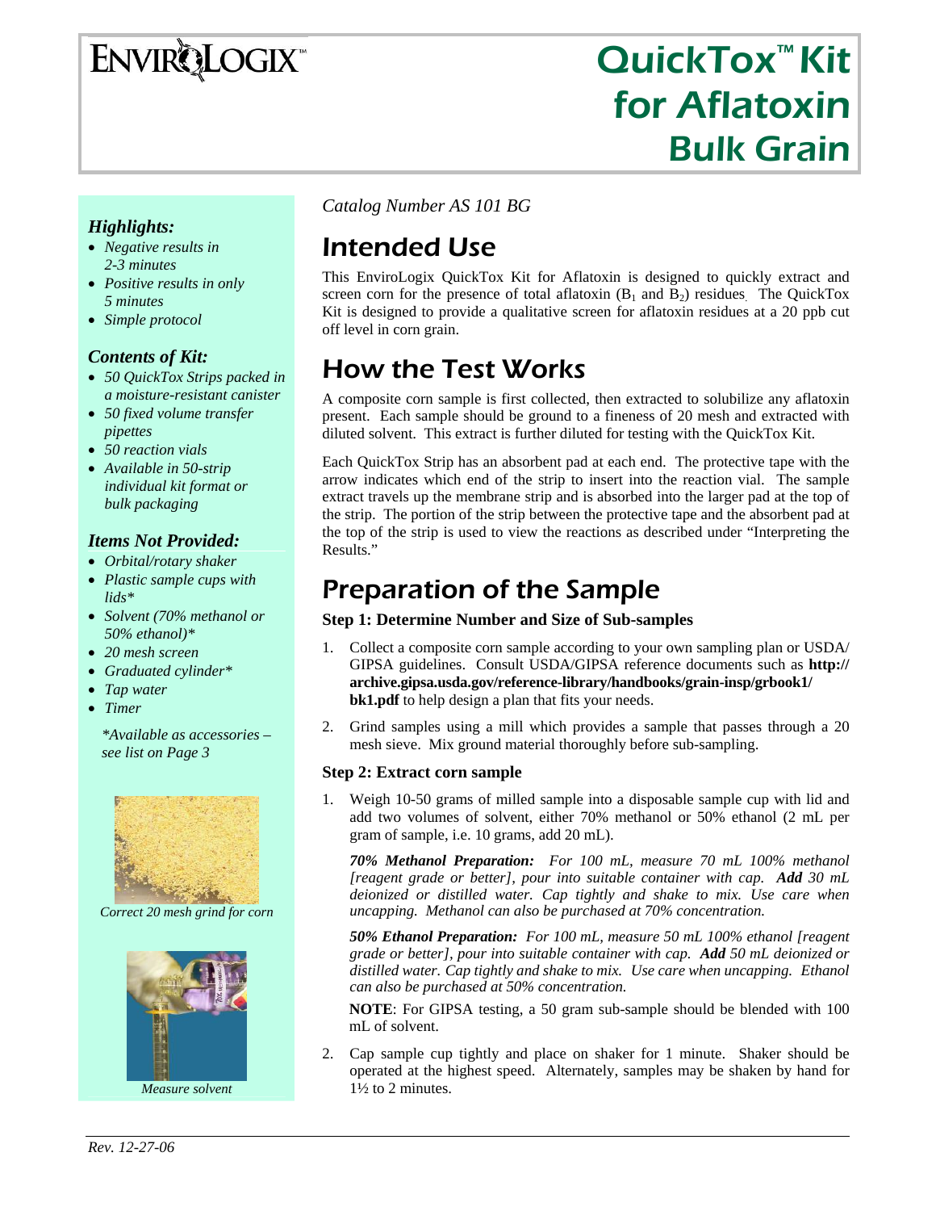# EnviroLogix™

# QuickTox™ Kit for Aflatoxin Bulk Grain

### *Highlights:*

- *Negative results in 2-3 minutes*
- *Positive results in only 5 minutes*
- *Simple protocol*

### *Contents of Kit:*

- *50 QuickTox Strips packed in a moisture-resistant canister*
- *50 fixed volume transfer pipettes*
- *50 reaction vials*
- *Available in 50-strip individual kit format or bulk packaging*

### *Items Not Provided:*

- *Orbital/rotary shaker*
- *Plastic sample cups with lids**
- *Solvent (70% methanol or 50% ethanol)**
- *20 mesh screen*
- *Graduated cylinder**
- *Tap water*
- *Timer*

*\*Available as accessories – see list on Page 3*

*Correct 20 mesh grind for corn*

*Measure solvent*

*Catalog Number AS 101 BG*

## Intended Use

This EnviroLogix QuickTox Kit for Aflatoxin is designed to quickly extract and screen corn for the presence of total aflatoxin ($B_1$ and $B_2$) residues. The QuickTox Kit is designed to provide a qualitative screen for aflatoxin residues at a 20 ppb cut off level in corn grain.

## How the Test Works

A composite corn sample is first collected, then extracted to solubilize any aflatoxin present. Each sample should be ground to a fineness of 20 mesh and extracted with diluted solvent. This extract is further diluted for testing with the QuickTox Kit.

Each QuickTox Strip has an absorbent pad at each end. The protective tape with the arrow indicates which end of the strip to insert into the reaction vial. The sample extract travels up the membrane strip and is absorbed into the larger pad at the top of the strip. The portion of the strip between the protective tape and the absorbent pad at the top of the strip is used to view the reactions as described under "Interpreting the Results."

## Preparation of the Sample

**Step 1: Determine Number and Size of Sub-samples**

1. Collect a composite corn sample according to your own sampling plan or USDA/GIPSA guidelines. Consult USDA/GIPSA reference documents such as **http://archive.gipsa.usda.gov/reference-library/handbooks/grain-insp/grbook1/bk1.pdf** to help design a plan that fits your needs.
2. Grind samples using a mill which provides a sample that passes through a 20 mesh sieve. Mix ground material thoroughly before sub-sampling.

**Step 2: Extract corn sample**

1. Weigh 10-50 grams of milled sample into a disposable sample cup with lid and add two volumes of solvent, either 70% methanol or 50% ethanol (2 mL per gram of sample, i.e. 10 grams, add 20 mL).

   ***70% Methanol Preparation:*** *For 100 mL, measure 70 mL 100% methanol [reagent grade or better], pour into suitable container with cap.* ***Add*** *30 mL deionized or distilled water. Cap tightly and shake to mix. Use care when uncapping. Methanol can also be purchased at 70% concentration.*

   ***50% Ethanol Preparation:*** *For 100 mL, measure 50 mL 100% ethanol [reagent grade or better], pour into suitable container with cap.* ***Add*** *50 mL deionized or distilled water. Cap tightly and shake to mix. Use care when uncapping. Ethanol can also be purchased at 50% concentration.*

   **NOTE**: For GIPSA testing, a 50 gram sub-sample should be blended with 100 mL of solvent.

2. Cap sample cup tightly and place on shaker for 1 minute. Shaker should be operated at the highest speed. Alternately, samples may be shaken by hand for 1½ to 2 minutes.

*Rev. 12-27-06*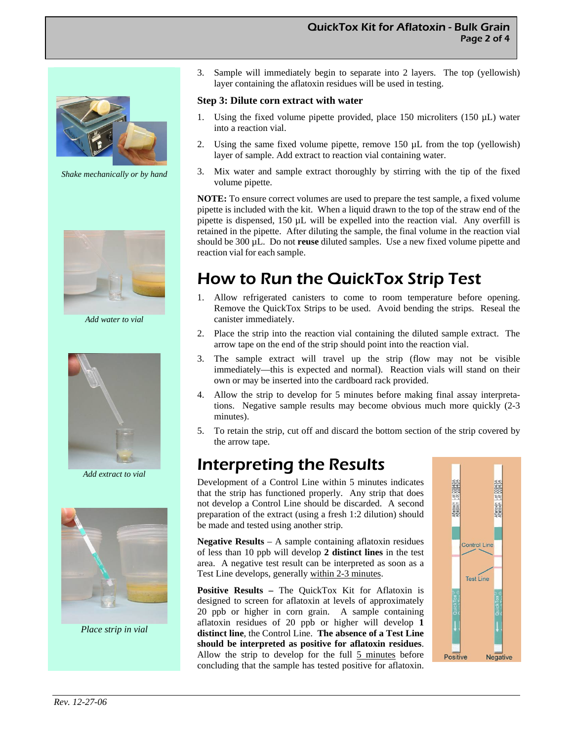*Shake mechanically or by hand*

*Add water to vial*

*Add extract to vial*

*Place strip in vial*

3. Sample will immediately begin to separate into 2 layers. The top (yellowish) layer containing the aflatoxin residues will be used in testing.

**Step 3: Dilute corn extract with water**

1. Using the fixed volume pipette provided, place 150 microliters (150 µL) water into a reaction vial.
2. Using the same fixed volume pipette, remove 150 µL from the top (yellowish) layer of sample. Add extract to reaction vial containing water.
3. Mix water and sample extract thoroughly by stirring with the tip of the fixed volume pipette.

**NOTE:** To ensure correct volumes are used to prepare the test sample, a fixed volume pipette is included with the kit. When a liquid drawn to the top of the straw end of the pipette is dispensed, 150 µL will be expelled into the reaction vial. Any overfill is retained in the pipette. After diluting the sample, the final volume in the reaction vial should be 300 µL. Do not **reuse** diluted samples. Use a new fixed volume pipette and reaction vial for each sample.

# How to Run the QuickTox Strip Test

1. Allow refrigerated canisters to come to room temperature before opening. Remove the QuickTox Strips to be used. Avoid bending the strips. Reseal the canister immediately.
2. Place the strip into the reaction vial containing the diluted sample extract. The arrow tape on the end of the strip should point into the reaction vial.
3. The sample extract will travel up the strip (flow may not be visible immediately—this is expected and normal). Reaction vials will stand on their own or may be inserted into the cardboard rack provided.
4. Allow the strip to develop for 5 minutes before making final assay interpretations. Negative sample results may become obvious much more quickly (2-3 minutes).
5. To retain the strip, cut off and discard the bottom section of the strip covered by the arrow tape.

# Interpreting the Results

Development of a Control Line within 5 minutes indicates that the strip has functioned properly. Any strip that does not develop a Control Line should be discarded. A second preparation of the extract (using a fresh 1:2 dilution) should be made and tested using another strip.

**Negative Results** – A sample containing aflatoxin residues of less than 10 ppb will develop **2 distinct lines** in the test area. A negative test result can be interpreted as soon as a Test Line develops, generally within 2-3 minutes.

**Positive Results –** The QuickTox Kit for Aflatoxin is designed to screen for aflatoxin at levels of approximately 20 ppb or higher in corn grain. A sample containing aflatoxin residues of 20 ppb or higher will develop **1 distinct line**, the Control Line. **The absence of a Test Line should be interpreted as positive for aflatoxin residues.** Allow the strip to develop for the full 5 minutes before concluding that the sample has tested positive for aflatoxin.

Control Line

Test Line

Positive | Negative

Rev. 12-27-06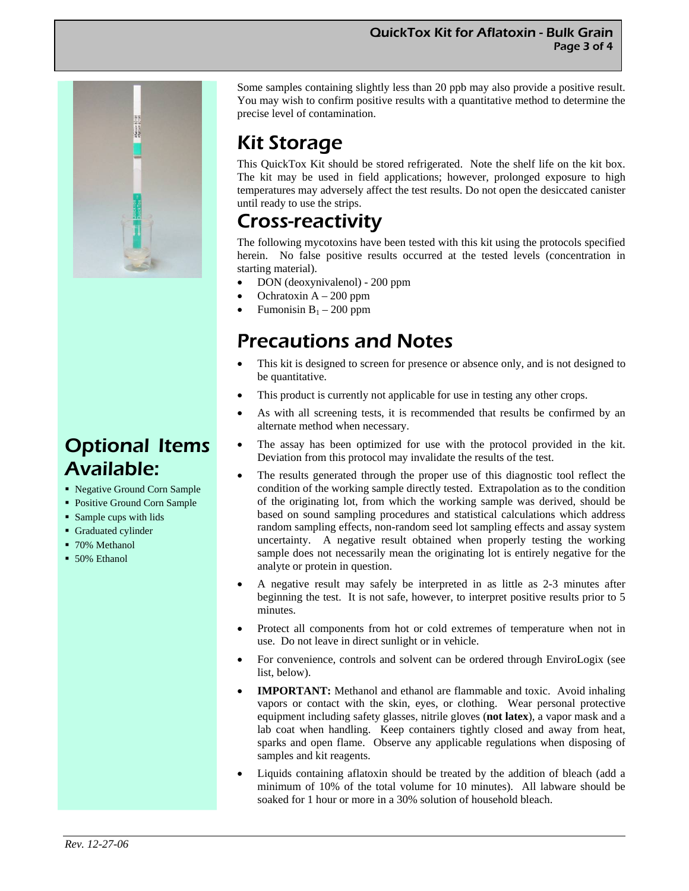Some samples containing slightly less than 20 ppb may also provide a positive result. You may wish to confirm positive results with a quantitative method to determine the precise level of contamination.

## Kit Storage

This QuickTox Kit should be stored refrigerated. Note the shelf life on the kit box. The kit may be used in field applications; however, prolonged exposure to high temperatures may adversely affect the test results. Do not open the desiccated canister until ready to use the strips.

## Cross-reactivity

The following mycotoxins have been tested with this kit using the protocols specified herein. No false positive results occurred at the tested levels (concentration in starting material).

- DON (deoxynivalenol) - 200 ppm
- Ochratoxin A – 200 ppm
- Fumonisin $B_1$ – 200 ppm

## Precautions and Notes

- This kit is designed to screen for presence or absence only, and is not designed to be quantitative.
- This product is currently not applicable for use in testing any other crops.
- As with all screening tests, it is recommended that results be confirmed by an alternate method when necessary.
- The assay has been optimized for use with the protocol provided in the kit. Deviation from this protocol may invalidate the results of the test.
- The results generated through the proper use of this diagnostic tool reflect the condition of the working sample directly tested. Extrapolation as to the condition of the originating lot, from which the working sample was derived, should be based on sound sampling procedures and statistical calculations which address random sampling effects, non-random seed lot sampling effects and assay system uncertainty. A negative result obtained when properly testing the working sample does not necessarily mean the originating lot is entirely negative for the analyte or protein in question.
- A negative result may safely be interpreted in as little as 2-3 minutes after beginning the test. It is not safe, however, to interpret positive results prior to 5 minutes.
- Protect all components from hot or cold extremes of temperature when not in use. Do not leave in direct sunlight or in vehicle.
- For convenience, controls and solvent can be ordered through EnviroLogix (see list, below).
- **IMPORTANT:** Methanol and ethanol are flammable and toxic. Avoid inhaling vapors or contact with the skin, eyes, or clothing. Wear personal protective equipment including safety glasses, nitrile gloves (**not latex**), a vapor mask and a lab coat when handling. Keep containers tightly closed and away from heat, sparks and open flame. Observe any applicable regulations when disposing of samples and kit reagents.
- Liquids containing aflatoxin should be treated by the addition of bleach (add a minimum of 10% of the total volume for 10 minutes). All labware should be soaked for 1 hour or more in a 30% solution of household bleach.

## Optional Items Available:

- Negative Ground Corn Sample
- Positive Ground Corn Sample
- Sample cups with lids
- Graduated cylinder
- 70% Methanol
- 50% Ethanol

*Rev. 12-27-06*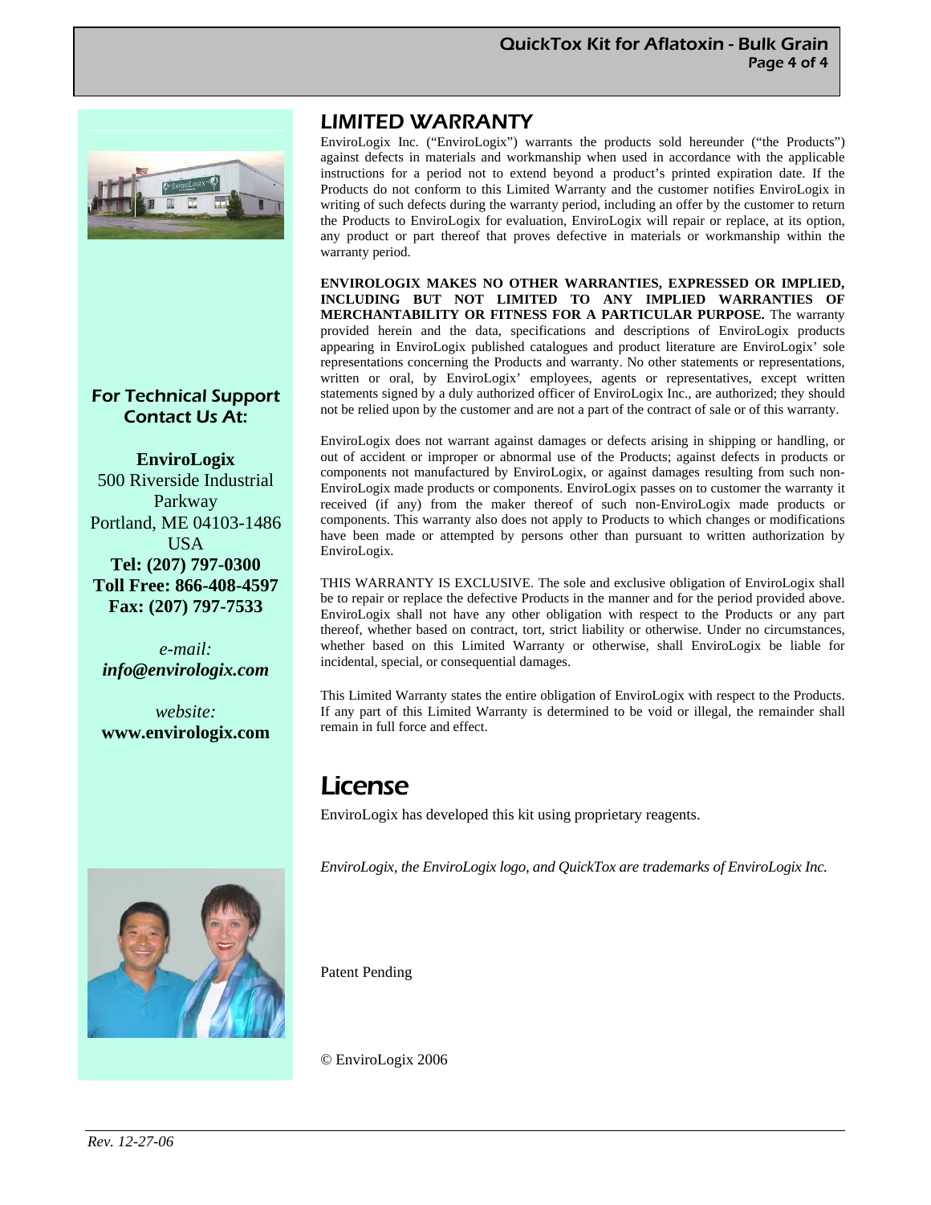## LIMITED WARRANTY

EnviroLogix Inc. ("EnviroLogix") warrants the products sold hereunder ("the Products") against defects in materials and workmanship when used in accordance with the applicable instructions for a period not to extend beyond a product's printed expiration date. If the Products do not conform to this Limited Warranty and the customer notifies EnviroLogix in writing of such defects during the warranty period, including an offer by the customer to return the Products to EnviroLogix for evaluation, EnviroLogix will repair or replace, at its option, any product or part thereof that proves defective in materials or workmanship within the warranty period.

**ENVIROLOGIX MAKES NO OTHER WARRANTIES, EXPRESSED OR IMPLIED, INCLUDING BUT NOT LIMITED TO ANY IMPLIED WARRANTIES OF MERCHANTABILITY OR FITNESS FOR A PARTICULAR PURPOSE.** The warranty provided herein and the data, specifications and descriptions of EnviroLogix products appearing in EnviroLogix published catalogues and product literature are EnviroLogix' sole representations concerning the Products and warranty. No other statements or representations, written or oral, by EnviroLogix' employees, agents or representatives, except written statements signed by a duly authorized officer of EnviroLogix Inc., are authorized; they should not be relied upon by the customer and are not a part of the contract of sale or of this warranty.

EnviroLogix does not warrant against damages or defects arising in shipping or handling, or out of accident or improper or abnormal use of the Products; against defects in products or components not manufactured by EnviroLogix, or against damages resulting from such non-EnviroLogix made products or components. EnviroLogix passes on to customer the warranty it received (if any) from the maker thereof of such non-EnviroLogix made products or components. This warranty also does not apply to Products to which changes or modifications have been made or attempted by persons other than pursuant to written authorization by EnviroLogix.

THIS WARRANTY IS EXCLUSIVE. The sole and exclusive obligation of EnviroLogix shall be to repair or replace the defective Products in the manner and for the period provided above. EnviroLogix shall not have any other obligation with respect to the Products or any part thereof, whether based on contract, tort, strict liability or otherwise. Under no circumstances, whether based on this Limited Warranty or otherwise, shall EnviroLogix be liable for incidental, special, or consequential damages.

This Limited Warranty states the entire obligation of EnviroLogix with respect to the Products. If any part of this Limited Warranty is determined to be void or illegal, the remainder shall remain in full force and effect.

## License

EnviroLogix has developed this kit using proprietary reagents.

*EnviroLogix, the EnviroLogix logo, and QuickTox are trademarks of EnviroLogix Inc.*

Patent Pending

© EnviroLogix 2006

### For Technical Support Contact Us At:

**EnviroLogix**
500 Riverside Industrial Parkway
Portland, ME 04103-1486
USA
**Tel: (207) 797-0300**
**Toll Free: 866-408-4597**
**Fax: (207) 797-7533**

*e-mail:*
***info@envirologix.com***

*website:*
**www.envirologix.com**

*Rev. 12-27-06*